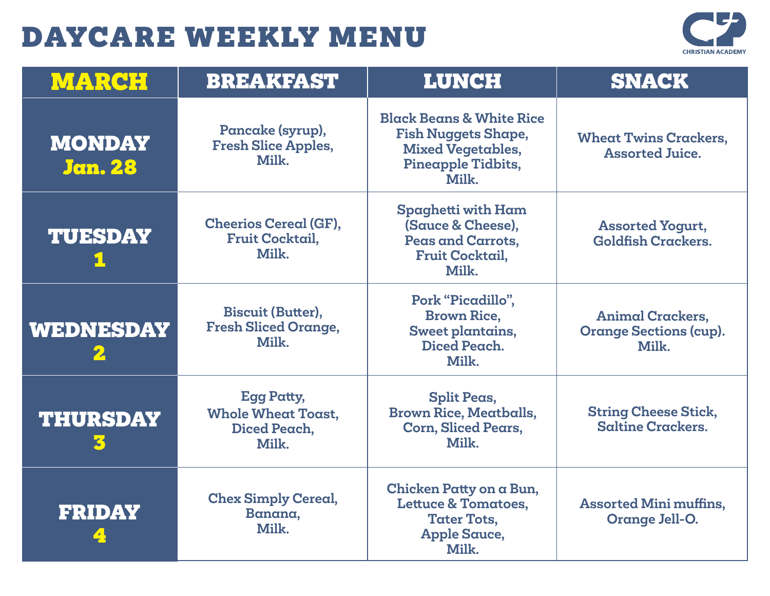# DAYCARE WEEKLY MENU

CHRISTIAN ACADEMY

| MARCH | BREAKFAST | LUNCH | SNACK |
|---|---|---|---|
| MONDAY Jan. 28 | Pancake (syrup), Fresh Slice Apples, Milk. | Black Beans & White Rice Fish Nuggets Shape, Mixed Vegetables, Pineapple Tidbits, Milk. | Wheat Twins Crackers, Assorted Juice. |
| TUESDAY 1 | Cheerios Cereal (GF), Fruit Cocktail, Milk. | Spaghetti with Ham (Sauce & Cheese), Peas and Carrots, Fruit Cocktail, Milk. | Assorted Yogurt, Goldfish Crackers. |
| WEDNESDAY 2 | Biscuit (Butter), Fresh Sliced Orange, Milk. | Pork "Picadillo", Brown Rice, Sweet plantains, Diced Peach. Milk. | Animal Crackers, Orange Sections (cup). Milk. |
| THURSDAY 3 | Egg Patty, Whole Wheat Toast, Diced Peach, Milk. | Split Peas, Brown Rice, Meatballs, Corn, Sliced Pears, Milk. | String Cheese Stick, Saltine Crackers. |
| FRIDAY 4 | Chex Simply Cereal, Banana, Milk. | Chicken Patty on a Bun, Lettuce & Tomatoes, Tater Tots, Apple Sauce, Milk. | Assorted Mini muffins, Orange Jell-O. |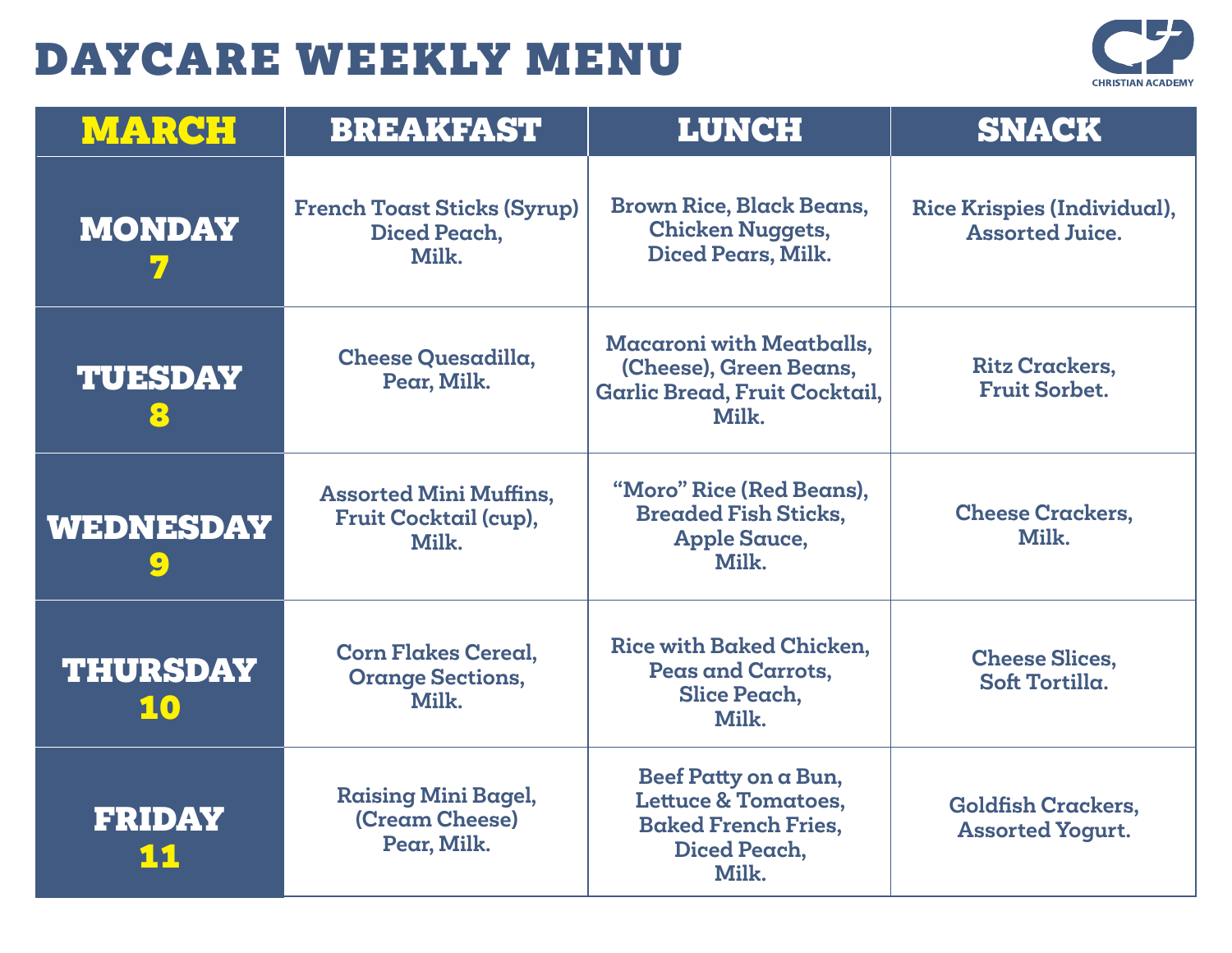# DAYCARE WEEKLY MENU

CHRISTIAN ACADEMY

| MARCH | BREAKFAST | LUNCH | SNACK |
|---|---|---|---|
| MONDAY 7 | French Toast Sticks (Syrup) Diced Peach, Milk. | Brown Rice, Black Beans, Chicken Nuggets, Diced Pears, Milk. | Rice Krispies (Individual), Assorted Juice. |
| TUESDAY 8 | Cheese Quesadilla, Pear, Milk. | Macaroni with Meatballs, (Cheese), Green Beans, Garlic Bread, Fruit Cocktail, Milk. | Ritz Crackers, Fruit Sorbet. |
| WEDNESDAY 9 | Assorted Mini Muffins, Fruit Cocktail (cup), Milk. | "Moro" Rice (Red Beans), Breaded Fish Sticks, Apple Sauce, Milk. | Cheese Crackers, Milk. |
| THURSDAY 10 | Corn Flakes Cereal, Orange Sections, Milk. | Rice with Baked Chicken, Peas and Carrots, Slice Peach, Milk. | Cheese Slices, Soft Tortilla. |
| FRIDAY 11 | Raising Mini Bagel, (Cream Cheese) Pear, Milk. | Beef Patty on a Bun, Lettuce & Tomatoes, Baked French Fries, Diced Peach, Milk. | Goldfish Crackers, Assorted Yogurt. |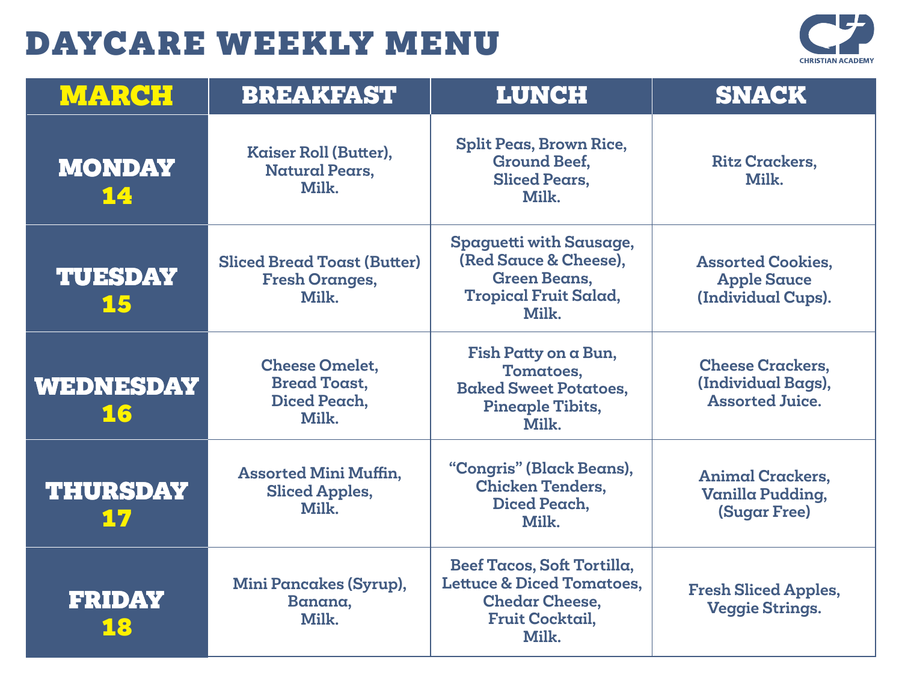# DAYCARE WEEKLY MENU

CHRISTIAN ACADEMY

| MARCH | BREAKFAST | LUNCH | SNACK |
|---|---|---|---|
| MONDAY 14 | Kaiser Roll (Butter), Natural Pears, Milk. | Split Peas, Brown Rice, Ground Beef, Sliced Pears, Milk. | Ritz Crackers, Milk. |
| TUESDAY 15 | Sliced Bread Toast (Butter) Fresh Oranges, Milk. | Spaguetti with Sausage, (Red Sauce & Cheese), Green Beans, Tropical Fruit Salad, Milk. | Assorted Cookies, Apple Sauce (Individual Cups). |
| WEDNESDAY 16 | Cheese Omelet, Bread Toast, Diced Peach, Milk. | Fish Patty on a Bun, Tomatoes, Baked Sweet Potatoes, Pineaple Tibits, Milk. | Cheese Crackers, (Individual Bags), Assorted Juice. |
| THURSDAY 17 | Assorted Mini Muffin, Sliced Apples, Milk. | "Congris" (Black Beans), Chicken Tenders, Diced Peach, Milk. | Animal Crackers, Vanilla Pudding, (Sugar Free) |
| FRIDAY 18 | Mini Pancakes (Syrup), Banana, Milk. | Beef Tacos, Soft Tortilla, Lettuce & Diced Tomatoes, Chedar Cheese, Fruit Cocktail, Milk. | Fresh Sliced Apples, Veggie Strings. |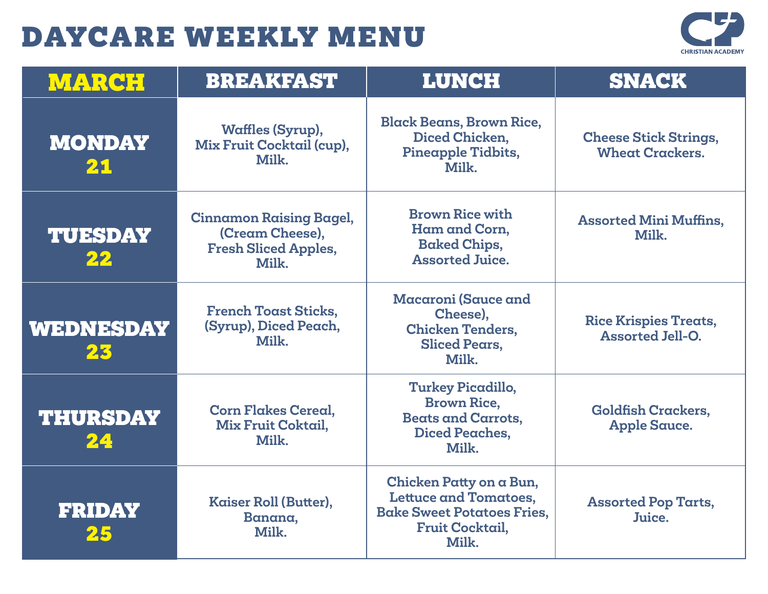# DAYCARE WEEKLY MENU

CHRISTIAN ACADEMY

| MARCH | BREAKFAST | LUNCH | SNACK |
|---|---|---|---|
| MONDAY 21 | Waffles (Syrup), Mix Fruit Cocktail (cup), Milk. | Black Beans, Brown Rice, Diced Chicken, Pineapple Tidbits, Milk. | Cheese Stick Strings, Wheat Crackers. |
| TUESDAY 22 | Cinnamon Raising Bagel, (Cream Cheese), Fresh Sliced Apples, Milk. | Brown Rice with Ham and Corn, Baked Chips, Assorted Juice. | Assorted Mini Muffins, Milk. |
| WEDNESDAY 23 | French Toast Sticks, (Syrup), Diced Peach, Milk. | Macaroni (Sauce and Cheese), Chicken Tenders, Sliced Pears, Milk. | Rice Krispies Treats, Assorted Jell-O. |
| THURSDAY 24 | Corn Flakes Cereal, Mix Fruit Coktail, Milk. | Turkey Picadillo, Brown Rice, Beats and Carrots, Diced Peaches, Milk. | Goldfish Crackers, Apple Sauce. |
| FRIDAY 25 | Kaiser Roll (Butter), Banana, Milk. | Chicken Patty on a Bun, Lettuce and Tomatoes, Bake Sweet Potatoes Fries, Fruit Cocktail, Milk. | Assorted Pop Tarts, Juice. |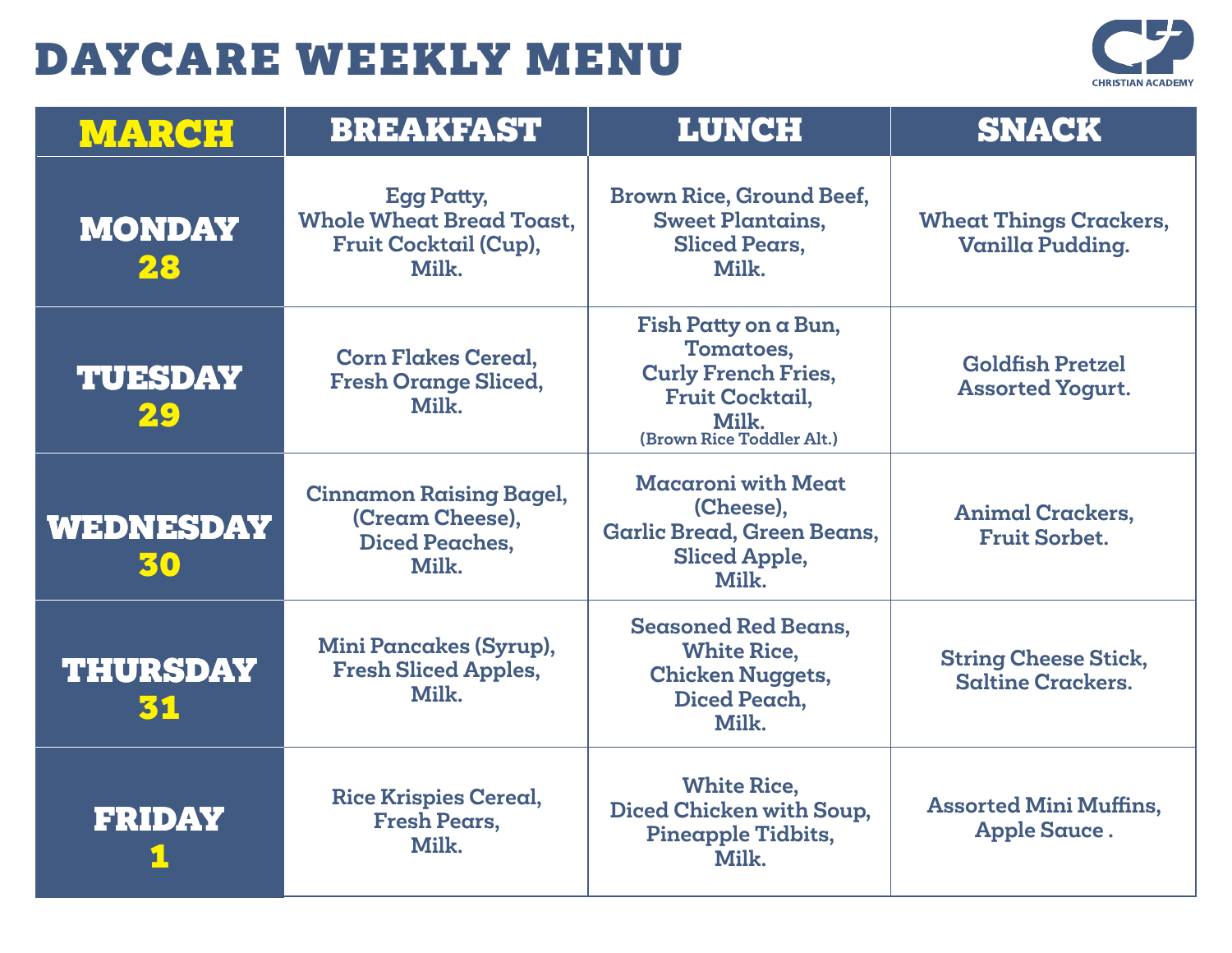# DAYCARE WEEKLY MENU

CHRISTIAN ACADEMY

| MARCH | BREAKFAST | LUNCH | SNACK |
|---|---|---|---|
| MONDAY 28 | Egg Patty, Whole Wheat Bread Toast, Fruit Cocktail (Cup), Milk. | Brown Rice, Ground Beef, Sweet Plantains, Sliced Pears, Milk. | Wheat Things Crackers, Vanilla Pudding. |
| TUESDAY 29 | Corn Flakes Cereal, Fresh Orange Sliced, Milk. | Fish Patty on a Bun, Tomatoes, Curly French Fries, Fruit Cocktail, Milk. (Brown Rice Toddler Alt.) | Goldfish Pretzel Assorted Yogurt. |
| WEDNESDAY 30 | Cinnamon Raising Bagel, (Cream Cheese), Diced Peaches, Milk. | Macaroni with Meat (Cheese), Garlic Bread, Green Beans, Sliced Apple, Milk. | Animal Crackers, Fruit Sorbet. |
| THURSDAY 31 | Mini Pancakes (Syrup), Fresh Sliced Apples, Milk. | Seasoned Red Beans, White Rice, Chicken Nuggets, Diced Peach, Milk. | String Cheese Stick, Saltine Crackers. |
| FRIDAY 1 | Rice Krispies Cereal, Fresh Pears, Milk. | White Rice, Diced Chicken with Soup, Pineapple Tidbits, Milk. | Assorted Mini Muffins, Apple Sauce . |